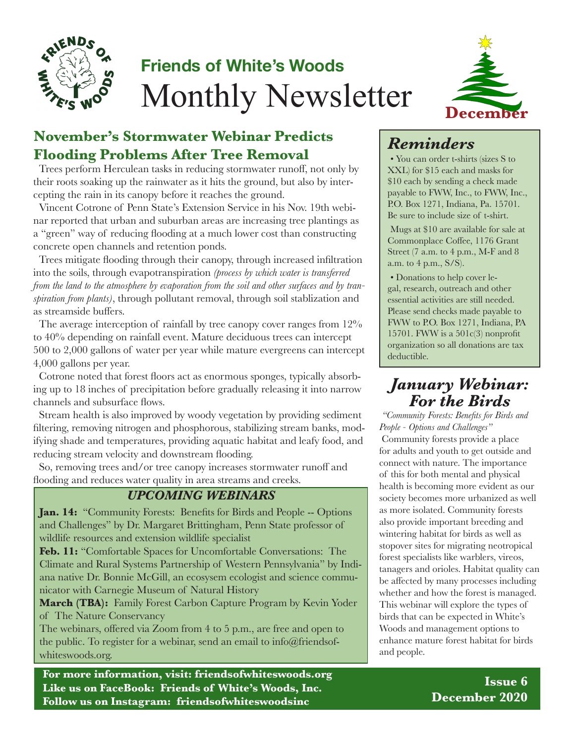# Friends of White's Woods
# Monthly Newsletter

December

## November's Stormwater Webinar Predicts Flooding Problems After Tree Removal

Trees perform Herculean tasks in reducing stormwater runoff, not only by their roots soaking up the rainwater as it hits the ground, but also by intercepting the rain in its canopy before it reaches the ground.

Vincent Cotrone of Penn State's Extension Service in his Nov. 19th webinar reported that urban and suburban areas are increasing tree plantings as a "green" way of reducing flooding at a much lower cost than constructing concrete open channels and retention ponds.

Trees mitigate flooding through their canopy, through increased infiltration into the soils, through evapotranspiration *(process by which water is transferred from the land to the atmosphere by evaporation from the soil and other surfaces and by transpiration from plants)*, through pollutant removal, through soil stablization and as streamside buffers.

The average interception of rainfall by tree canopy cover ranges from 12% to 40% depending on rainfall event. Mature deciduous trees can intercept 500 to 2,000 gallons of water per year while mature evergreens can intercept 4,000 gallons per year.

Cotrone noted that forest floors act as enormous sponges, typically absorbing up to 18 inches of precipitation before gradually releasing it into narrow channels and subsurface flows.

Stream health is also improved by woody vegetation by providing sediment filtering, removing nitrogen and phosphorous, stabilizing stream banks, modifying shade and temperatures, providing aquatic habitat and leafy food, and reducing stream velocity and downstream flooding.

So, removing trees and/or tree canopy increases stormwater runoff and flooding and reduces water quality in area streams and creeks.

### *UPCOMING WEBINARS*

**Jan. 14:** "Community Forests: Benefits for Birds and People -- Options and Challenges" by Dr. Margaret Brittingham, Penn State professor of wildlife resources and extension wildlife specialist

**Feb. 11:** "Comfortable Spaces for Uncomfortable Conversations: The Climate and Rural Systems Partnership of Western Pennsylvania" by Indiana native Dr. Bonnie McGill, an ecosysem ecologist and science communicator with Carnegie Museum of Natural History

**March (TBA):** Family Forest Carbon Capture Program by Kevin Yoder of The Nature Conservancy

The webinars, offered via Zoom from 4 to 5 p.m., are free and open to the public. To register for a webinar, send an email to info@friendsofwhiteswoods.org.

## *Reminders*

• You can order t-shirts (sizes S to XXL) for $15 each and masks for $10 each by sending a check made payable to FWW, Inc., to FWW, Inc., P.O. Box 1271, Indiana, Pa. 15701. Be sure to include size of t-shirt.

Mugs at $10 are available for sale at Commonplace Coffee, 1176 Grant Street (7 a.m. to 4 p.m., M-F and 8 a.m. to 4 p.m., S/S).

• Donations to help cover legal, research, outreach and other essential activities are still needed. Please send checks made payable to FWW to P.O. Box 1271, Indiana, PA 15701. FWW is a 501c(3) nonprofit organization so all donations are tax deductible.

## *January Webinar: For the Birds*

*"Community Forests: Benefits for Birds and People - Options and Challenges"*

Community forests provide a place for adults and youth to get outside and connect with nature. The importance of this for both mental and physical health is becoming more evident as our society becomes more urbanized as well as more isolated. Community forests also provide important breeding and wintering habitat for birds as well as stopover sites for migrating neotropical forest specialists like warblers, vireos, tanagers and orioles. Habitat quality can be affected by many processes including whether and how the forest is managed. This webinar will explore the types of birds that can be expected in White's Woods and management options to enhance mature forest habitat for birds and people.

**For more information, visit: friendsofwhiteswoods.org**
**Like us on FaceBook: Friends of White's Woods, Inc.**
**Follow us on Instagram: friendsofwhiteswoodsinc**

**Issue 6**
**December 2020**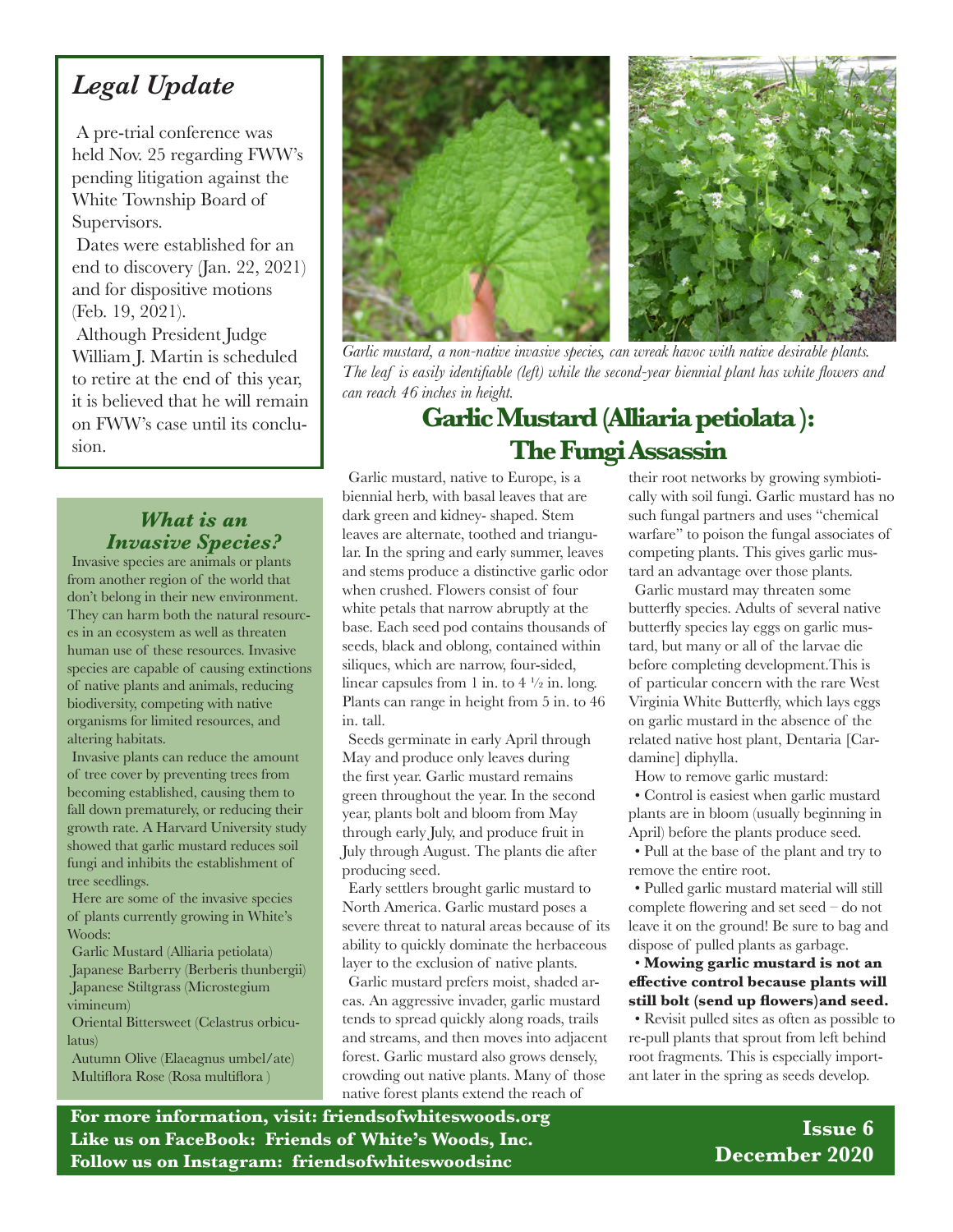## *Legal Update*

A pre-trial conference was held Nov. 25 regarding FWW's pending litigation against the White Township Board of Supervisors.

Dates were established for an end to discovery (Jan. 22, 2021) and for dispositive motions (Feb. 19, 2021).

Although President Judge William J. Martin is scheduled to retire at the end of this year, it is believed that he will remain on FWW's case until its conclusion.

### *What is an Invasive Species?*

Invasive species are animals or plants from another region of the world that don't belong in their new environment. They can harm both the natural resources in an ecosystem as well as threaten human use of these resources. Invasive species are capable of causing extinctions of native plants and animals, reducing biodiversity, competing with native organisms for limited resources, and altering habitats.

Invasive plants can reduce the amount of tree cover by preventing trees from becoming established, causing them to fall down prematurely, or reducing their growth rate. A Harvard University study showed that garlic mustard reduces soil fungi and inhibits the establishment of tree seedlings.

Here are some of the invasive species of plants currently growing in White's Woods:

Garlic Mustard (Alliaria petiolata)
Japanese Barberry (Berberis thunbergii)
Japanese Stiltgrass (Microstegium vimineum)
Oriental Bittersweet (Celastrus orbiculatus)
Autumn Olive (Elaeagnus umbel/ate)
Multiflora Rose (Rosa multiflora )

*Garlic mustard, a non-native invasive species, can wreak havoc with native desirable plants. The leaf is easily identifiable (left) while the second-year biennial plant has white flowers and can reach 46 inches in height.*

## Garlic Mustard (Alliaria petiolata ): The Fungi Assassin

Garlic mustard, native to Europe, is a biennial herb, with basal leaves that are dark green and kidney- shaped. Stem leaves are alternate, toothed and triangular. In the spring and early summer, leaves and stems produce a distinctive garlic odor when crushed. Flowers consist of four white petals that narrow abruptly at the base. Each seed pod contains thousands of seeds, black and oblong, contained within siliques, which are narrow, four-sided, linear capsules from 1 in. to 4 ½ in. long. Plants can range in height from 5 in. to 46 in. tall.

Seeds germinate in early April through May and produce only leaves during the first year. Garlic mustard remains green throughout the year. In the second year, plants bolt and bloom from May through early July, and produce fruit in July through August. The plants die after producing seed.

Early settlers brought garlic mustard to North America. Garlic mustard poses a severe threat to natural areas because of its ability to quickly dominate the herbaceous layer to the exclusion of native plants.

Garlic mustard prefers moist, shaded areas. An aggressive invader, garlic mustard tends to spread quickly along roads, trails and streams, and then moves into adjacent forest. Garlic mustard also grows densely, crowding out native plants. Many of those native forest plants extend the reach of their root networks by growing symbiotically with soil fungi. Garlic mustard has no such fungal partners and uses "chemical warfare" to poison the fungal associates of competing plants. This gives garlic mustard an advantage over those plants.

Garlic mustard may threaten some butterfly species. Adults of several native butterfly species lay eggs on garlic mustard, but many or all of the larvae die before completing development.This is of particular concern with the rare West Virginia White Butterfly, which lays eggs on garlic mustard in the absence of the related native host plant, Dentaria [Cardamine] diphylla.

How to remove garlic mustard:

- Control is easiest when garlic mustard plants are in bloom (usually beginning in April) before the plants produce seed.
- Pull at the base of the plant and try to remove the entire root.
- Pulled garlic mustard material will still complete flowering and set seed – do not leave it on the ground! Be sure to bag and dispose of pulled plants as garbage.
- **Mowing garlic mustard is not an effective control because plants will still bolt (send up flowers)and seed.**
- Revisit pulled sites as often as possible to re-pull plants that sprout from left behind root fragments. This is especially important later in the spring as seeds develop.

**For more information, visit: friendsofwhiteswoods.org**
**Like us on FaceBook: Friends of White's Woods, Inc.**
**Follow us on Instagram: friendsofwhiteswoodsinc**